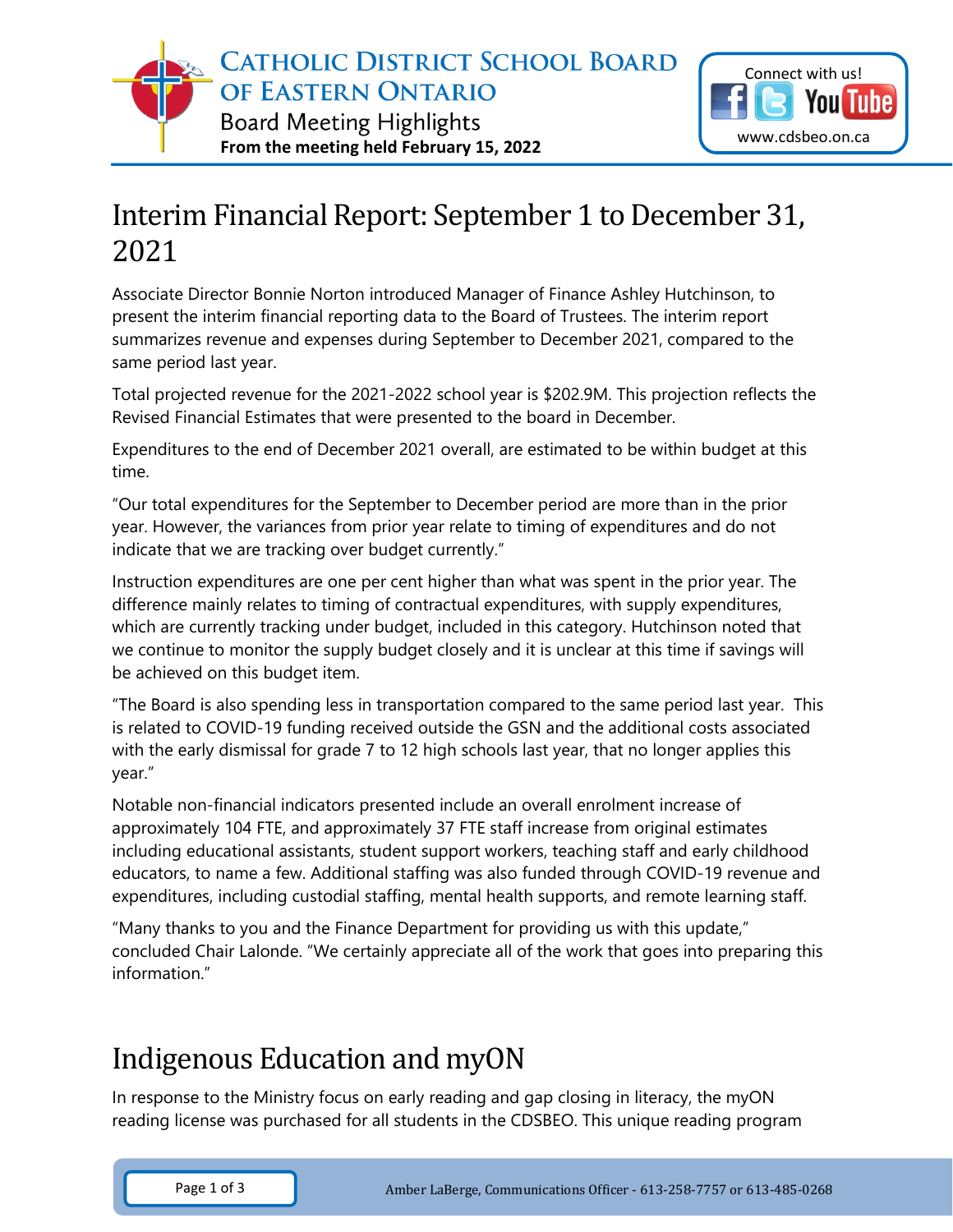# Catholic District School Board of Eastern Ontario

## Board Meeting Highlights

**From the meeting held February 15, 2022**

## Interim Financial Report: September 1 to December 31, 2021

Associate Director Bonnie Norton introduced Manager of Finance Ashley Hutchinson, to present the interim financial reporting data to the Board of Trustees. The interim report summarizes revenue and expenses during September to December 2021, compared to the same period last year.

Total projected revenue for the 2021-2022 school year is $202.9M. This projection reflects the Revised Financial Estimates that were presented to the board in December.

Expenditures to the end of December 2021 overall, are estimated to be within budget at this time.

"Our total expenditures for the September to December period are more than in the prior year. However, the variances from prior year relate to timing of expenditures and do not indicate that we are tracking over budget currently."

Instruction expenditures are one per cent higher than what was spent in the prior year. The difference mainly relates to timing of contractual expenditures, with supply expenditures, which are currently tracking under budget, included in this category. Hutchinson noted that we continue to monitor the supply budget closely and it is unclear at this time if savings will be achieved on this budget item.

"The Board is also spending less in transportation compared to the same period last year. This is related to COVID-19 funding received outside the GSN and the additional costs associated with the early dismissal for grade 7 to 12 high schools last year, that no longer applies this year."

Notable non-financial indicators presented include an overall enrolment increase of approximately 104 FTE, and approximately 37 FTE staff increase from original estimates including educational assistants, student support workers, teaching staff and early childhood educators, to name a few. Additional staffing was also funded through COVID-19 revenue and expenditures, including custodial staffing, mental health supports, and remote learning staff.

"Many thanks to you and the Finance Department for providing us with this update," concluded Chair Lalonde. "We certainly appreciate all of the work that goes into preparing this information."

## Indigenous Education and myON

In response to the Ministry focus on early reading and gap closing in literacy, the myON reading license was purchased for all students in the CDSBEO. This unique reading program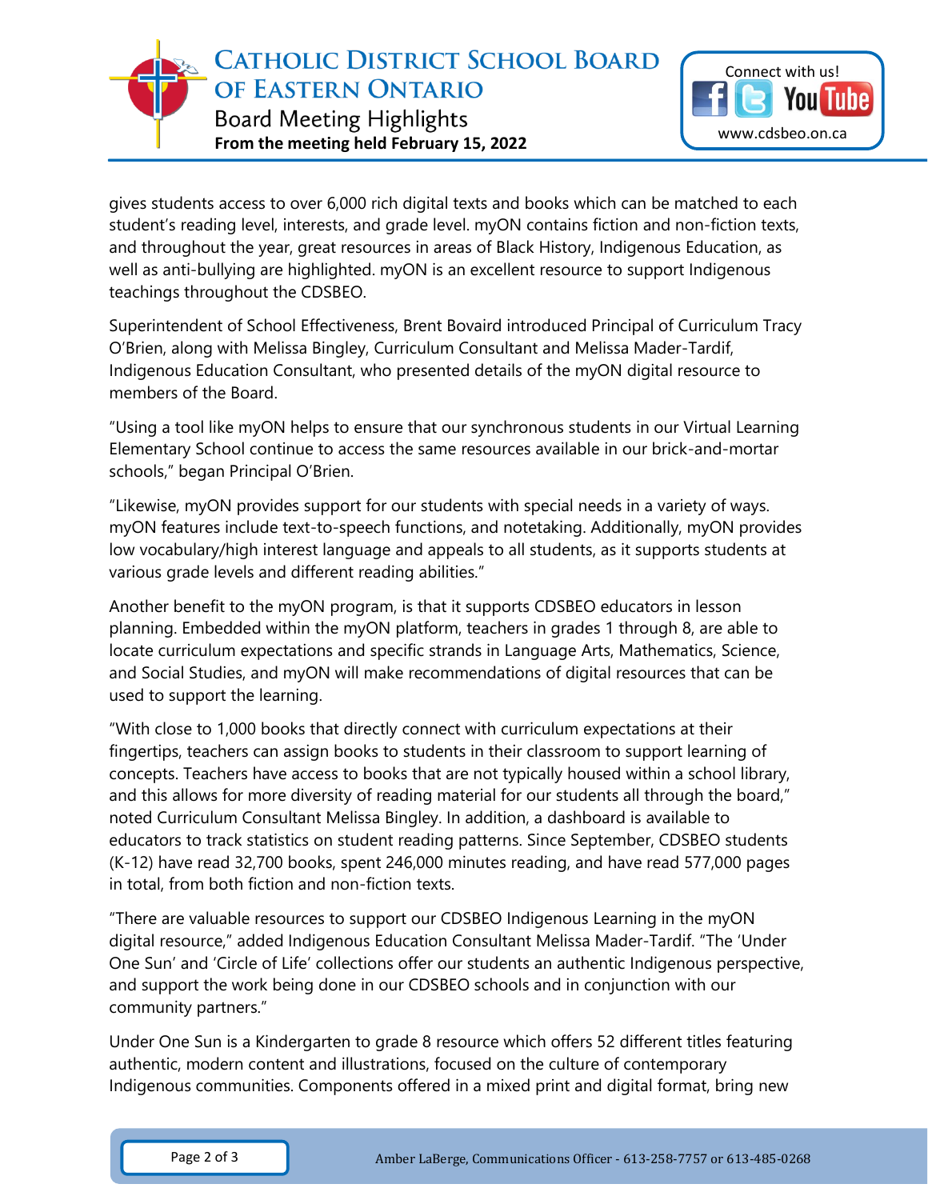gives students access to over 6,000 rich digital texts and books which can be matched to each student's reading level, interests, and grade level. myON contains fiction and non-fiction texts, and throughout the year, great resources in areas of Black History, Indigenous Education, as well as anti-bullying are highlighted. myON is an excellent resource to support Indigenous teachings throughout the CDSBEO.

Superintendent of School Effectiveness, Brent Bovaird introduced Principal of Curriculum Tracy O'Brien, along with Melissa Bingley, Curriculum Consultant and Melissa Mader-Tardif, Indigenous Education Consultant, who presented details of the myON digital resource to members of the Board.

"Using a tool like myON helps to ensure that our synchronous students in our Virtual Learning Elementary School continue to access the same resources available in our brick-and-mortar schools," began Principal O'Brien.

"Likewise, myON provides support for our students with special needs in a variety of ways. myON features include text-to-speech functions, and notetaking. Additionally, myON provides low vocabulary/high interest language and appeals to all students, as it supports students at various grade levels and different reading abilities."

Another benefit to the myON program, is that it supports CDSBEO educators in lesson planning. Embedded within the myON platform, teachers in grades 1 through 8, are able to locate curriculum expectations and specific strands in Language Arts, Mathematics, Science, and Social Studies, and myON will make recommendations of digital resources that can be used to support the learning.

"With close to 1,000 books that directly connect with curriculum expectations at their fingertips, teachers can assign books to students in their classroom to support learning of concepts. Teachers have access to books that are not typically housed within a school library, and this allows for more diversity of reading material for our students all through the board," noted Curriculum Consultant Melissa Bingley. In addition, a dashboard is available to educators to track statistics on student reading patterns. Since September, CDSBEO students (K-12) have read 32,700 books, spent 246,000 minutes reading, and have read 577,000 pages in total, from both fiction and non-fiction texts.

"There are valuable resources to support our CDSBEO Indigenous Learning in the myON digital resource," added Indigenous Education Consultant Melissa Mader-Tardif. "The 'Under One Sun' and 'Circle of Life' collections offer our students an authentic Indigenous perspective, and support the work being done in our CDSBEO schools and in conjunction with our community partners."

Under One Sun is a Kindergarten to grade 8 resource which offers 52 different titles featuring authentic, modern content and illustrations, focused on the culture of contemporary Indigenous communities. Components offered in a mixed print and digital format, bring new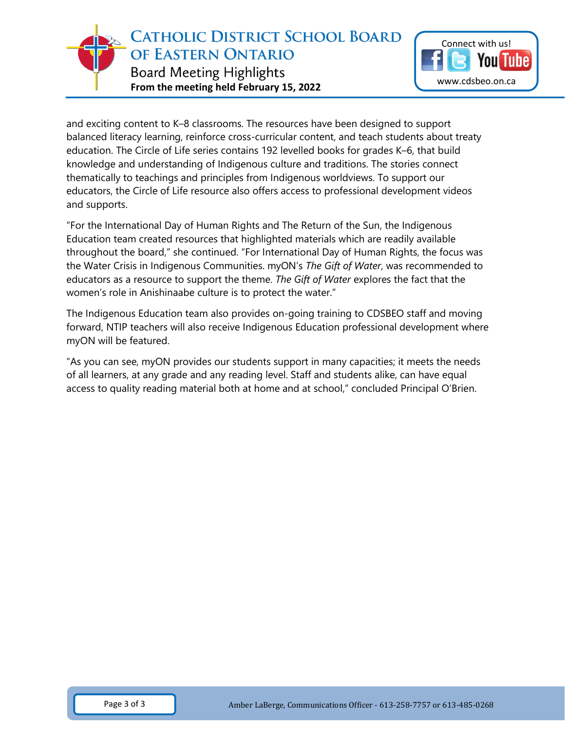and exciting content to K–8 classrooms. The resources have been designed to support balanced literacy learning, reinforce cross-curricular content, and teach students about treaty education. The Circle of Life series contains 192 levelled books for grades K–6, that build knowledge and understanding of Indigenous culture and traditions. The stories connect thematically to teachings and principles from Indigenous worldviews. To support our educators, the Circle of Life resource also offers access to professional development videos and supports.

"For the International Day of Human Rights and The Return of the Sun, the Indigenous Education team created resources that highlighted materials which are readily available throughout the board," she continued. "For International Day of Human Rights, the focus was the Water Crisis in Indigenous Communities. myON's *The Gift of Water*, was recommended to educators as a resource to support the theme. *The Gift of Water* explores the fact that the women's role in Anishinaabe culture is to protect the water."

The Indigenous Education team also provides on-going training to CDSBEO staff and moving forward, NTIP teachers will also receive Indigenous Education professional development where myON will be featured.

"As you can see, myON provides our students support in many capacities; it meets the needs of all learners, at any grade and any reading level. Staff and students alike, can have equal access to quality reading material both at home and at school," concluded Principal O'Brien.